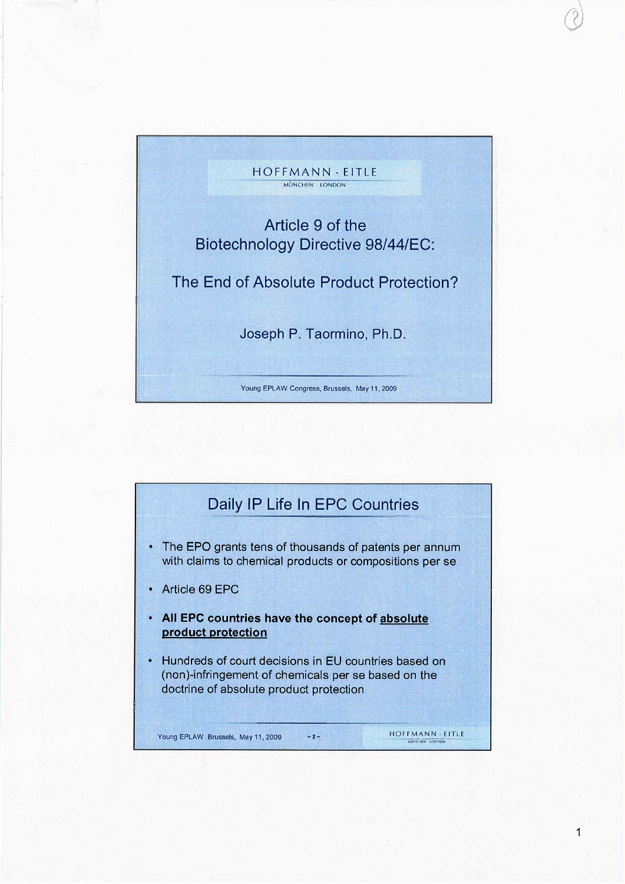HOFFMANN · EITLE
MÜNCHEN LONDON

# Article 9 of the Biotechnology Directive 98/44/EC:

# The End of Absolute Product Protection?

Joseph P. Taormino, Ph.D.

Young EPLAW Congress, Brussels, May 11, 2009

## Daily IP Life In EPC Countries

- The EPO grants tens of thousands of patents per annum with claims to chemical products or compositions per se
- Article 69 EPC
- **All EPC countries have the concept of absolute product protection**
- Hundreds of court decisions in EU countries based on (non)-infringement of chemicals per se based on the doctrine of absolute product protection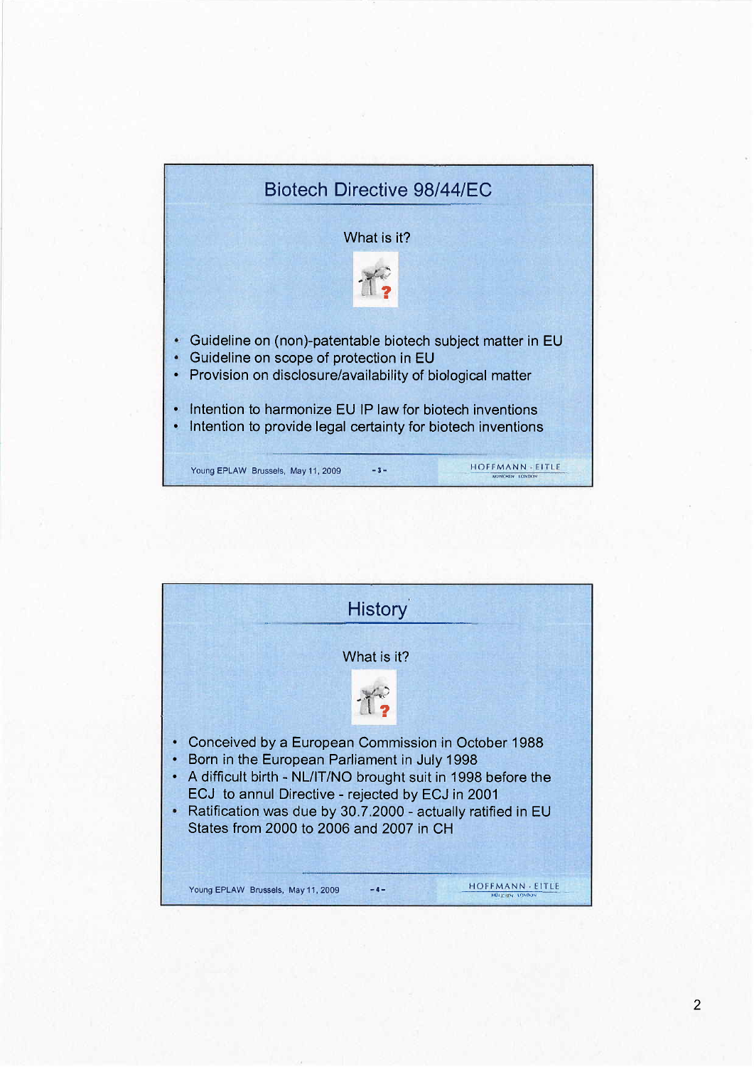## Biotech Directive 98/44/EC

What is it?

- Guideline on (non)-patentable biotech subject matter in EU
- Guideline on scope of protection in EU
- Provision on disclosure/availability of biological matter

- Intention to harmonize EU IP law for biotech inventions
- Intention to provide legal certainty for biotech inventions

Young EPLAW Brussels, May 11, 2009

## History

What is it?

- Conceived by a European Commission in October 1988
- Born in the European Parliament in July 1998
- A difficult birth - NL/IT/NO brought suit in 1998 before the ECJ to annul Directive - rejected by ECJ in 2001
- Ratification was due by 30.7.2000 - actually ratified in EU States from 2000 to 2006 and 2007 in CH

Young EPLAW Brussels, May 11, 2009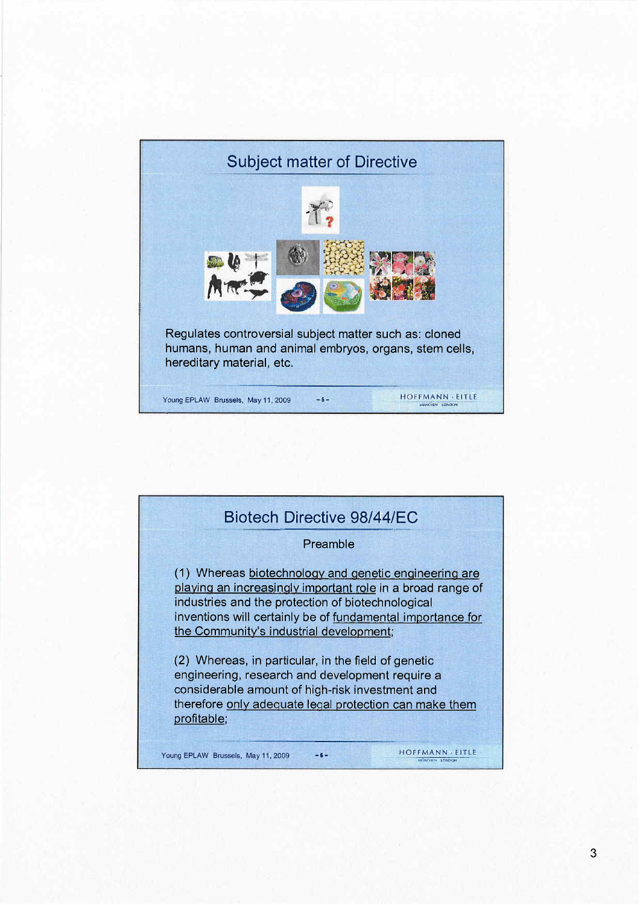## Subject matter of Directive

Regulates controversial subject matter such as: cloned humans, human and animal embryos, organs, stem cells, hereditary material, etc.

Young EPLAW Brussels, May 11, 2009 - 5 - HOFFMANN · EITLE

## Biotech Directive 98/44/EC

Preamble

(1) Whereas biotechnology and genetic engineering are playing an increasingly important role in a broad range of industries and the protection of biotechnological inventions will certainly be of fundamental importance for the Community's industrial development;

(2) Whereas, in particular, in the field of genetic engineering, research and development require a considerable amount of high-risk investment and therefore only adequate legal protection can make them profitable;

Young EPLAW Brussels, May 11, 2009 - 6 - HOFFMANN · EITLE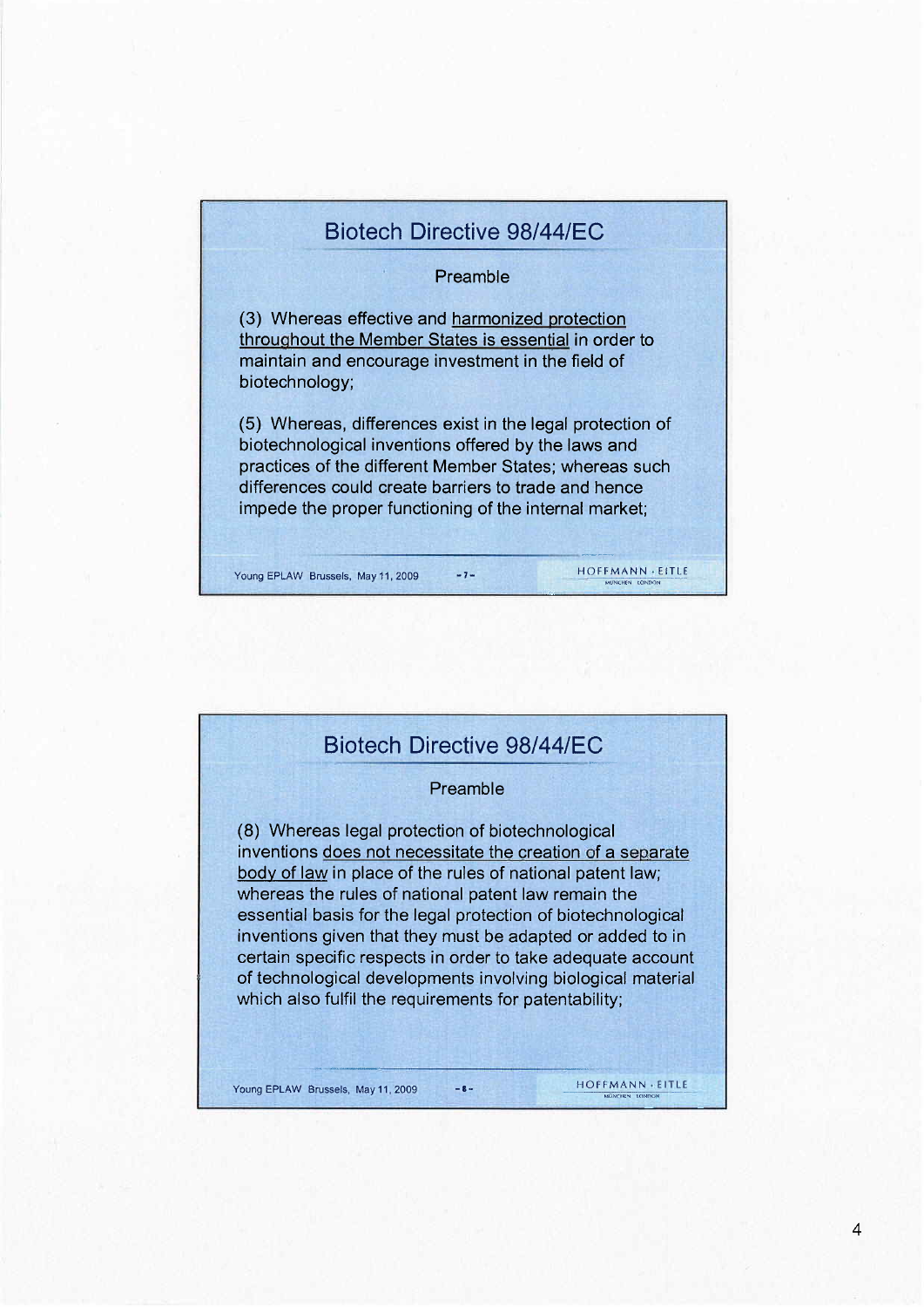## Biotech Directive 98/44/EC

### Preamble

(3) Whereas effective and <u>harmonized protection throughout the Member States is essential</u> in order to maintain and encourage investment in the field of biotechnology;

(5) Whereas, differences exist in the legal protection of biotechnological inventions offered by the laws and practices of the different Member States; whereas such differences could create barriers to trade and hence impede the proper functioning of the internal market;

## Biotech Directive 98/44/EC

### Preamble

(8) Whereas legal protection of biotechnological inventions <u>does not necessitate the creation of a separate body of law</u> in place of the rules of national patent law; whereas the rules of national patent law remain the essential basis for the legal protection of biotechnological inventions given that they must be adapted or added to in certain specific respects in order to take adequate account of technological developments involving biological material which also fulfil the requirements for patentability;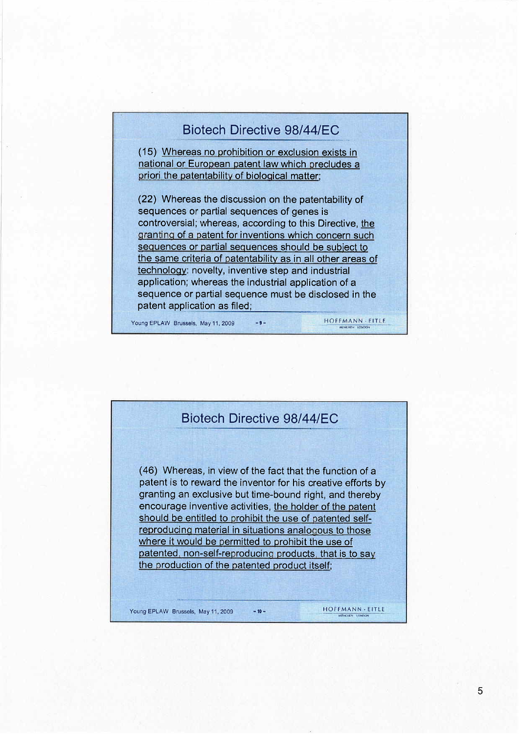## Biotech Directive 98/44/EC

(15) Whereas no prohibition or exclusion exists in national or European patent law which precludes a priori the patentability of biological matter;

(22) Whereas the discussion on the patentability of sequences or partial sequences of genes is controversial; whereas, according to this Directive, the granting of a patent for inventions which concern such sequences or partial sequences should be subject to the same criteria of patentability as in all other areas of technology: novelty, inventive step and industrial application; whereas the industrial application of a sequence or partial sequence must be disclosed in the patent application as filed;

## Biotech Directive 98/44/EC

(46) Whereas, in view of the fact that the function of a patent is to reward the inventor for his creative efforts by granting an exclusive but time-bound right, and thereby encourage inventive activities, the holder of the patent should be entitled to prohibit the use of patented self-reproducing material in situations analogous to those where it would be permitted to prohibit the use of patented, non-self-reproducing products, that is to say the production of the patented product itself;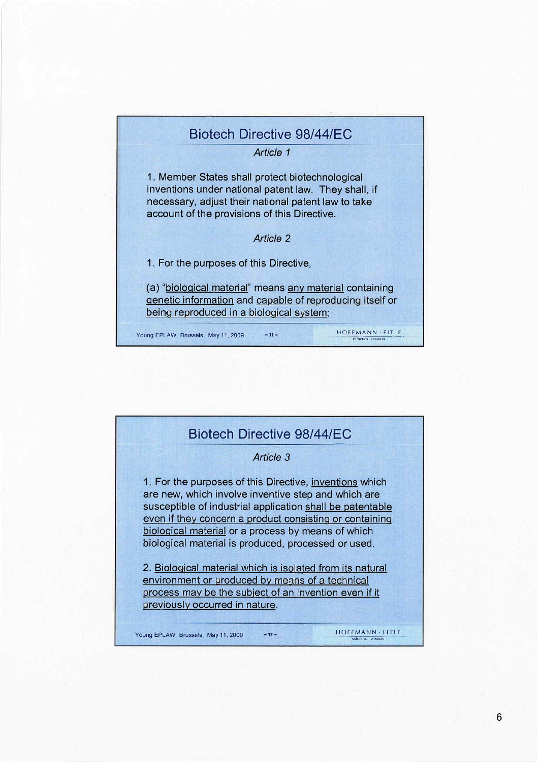## Biotech Directive 98/44/EC

*Article 1*

1. Member States shall protect biotechnological inventions under national patent law. They shall, if necessary, adjust their national patent law to take account of the provisions of this Directive.

*Article 2*

1. For the purposes of this Directive,

(a) "biological material" means any material containing genetic information and capable of reproducing itself or being reproduced in a biological system;

## Biotech Directive 98/44/EC

*Article 3*

1. For the purposes of this Directive, inventions which are new, which involve inventive step and which are susceptible of industrial application shall be patentable even if they concern a product consisting or containing biological material or a process by means of which biological material is produced, processed or used.

2. Biological material which is isolated from its natural environment or produced by means of a technical process may be the subject of an invention even if it previously occurred in nature.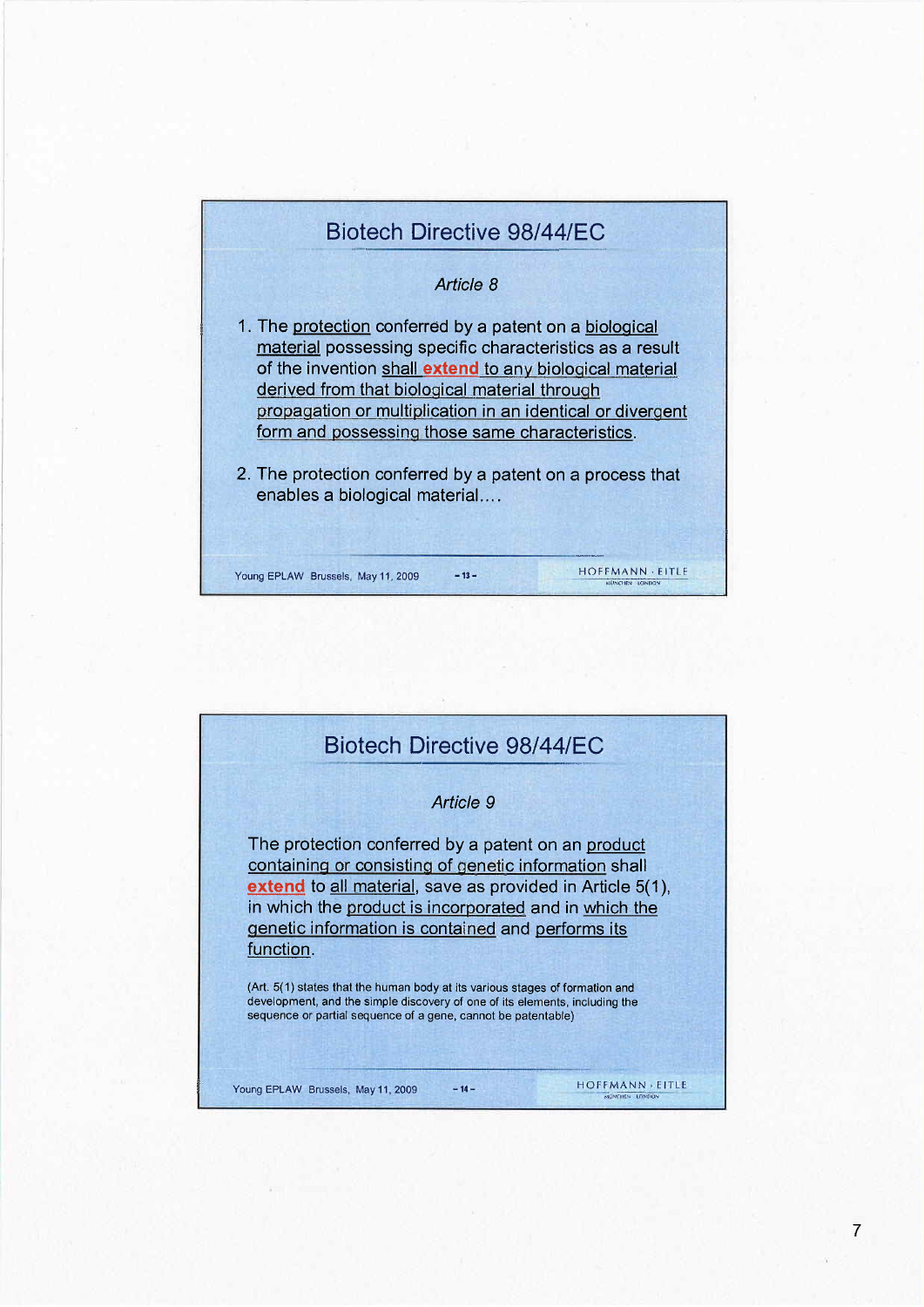## Biotech Directive 98/44/EC

*Article 8*

1. The protection conferred by a patent on a biological material possessing specific characteristics as a result of the invention shall **extend** to any biological material derived from that biological material through propagation or multiplication in an identical or divergent form and possessing those same characteristics.

2. The protection conferred by a patent on a process that enables a biological material....

Young EPLAW Brussels, May 11, 2009 - 13 - HOFFMANN · EITLE

## Biotech Directive 98/44/EC

*Article 9*

The protection conferred by a patent on an product containing or consisting of genetic information shall **extend** to all material, save as provided in Article 5(1), in which the product is incorporated and in which the genetic information is contained and performs its function.

(Art. 5(1) states that the human body at its various stages of formation and development, and the simple discovery of one of its elements, including the sequence or partial sequence of a gene, cannot be patentable)

Young EPLAW Brussels, May 11, 2009 - 14 - HOFFMANN · EITLE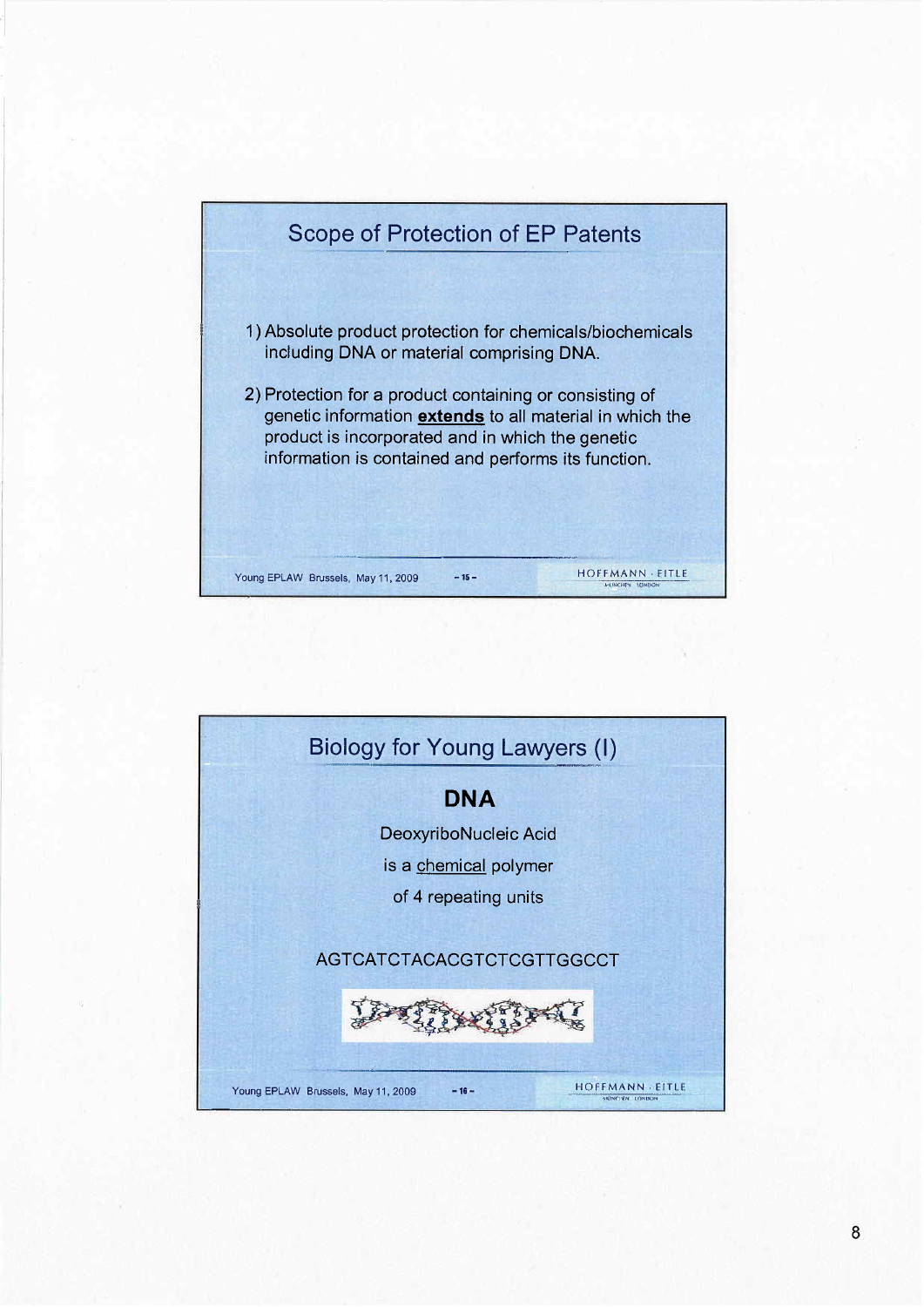## Scope of Protection of EP Patents

1) Absolute product protection for chemicals/biochemicals including DNA or material comprising DNA.

2) Protection for a product containing or consisting of genetic information **extends** to all material in which the product is incorporated and in which the genetic information is contained and performs its function.

Young EPLAW Brussels, May 11, 2009 – 15 – HOFFMANN · EITLE

## Biology for Young Lawyers (I)

### DNA

DeoxyriboNucleic Acid

is a chemical polymer

of 4 repeating units

AGTCATCTACACGTCTCGTTGGCCT

Young EPLAW Brussels, May 11, 2009 – 16 – HOFFMANN · EITLE